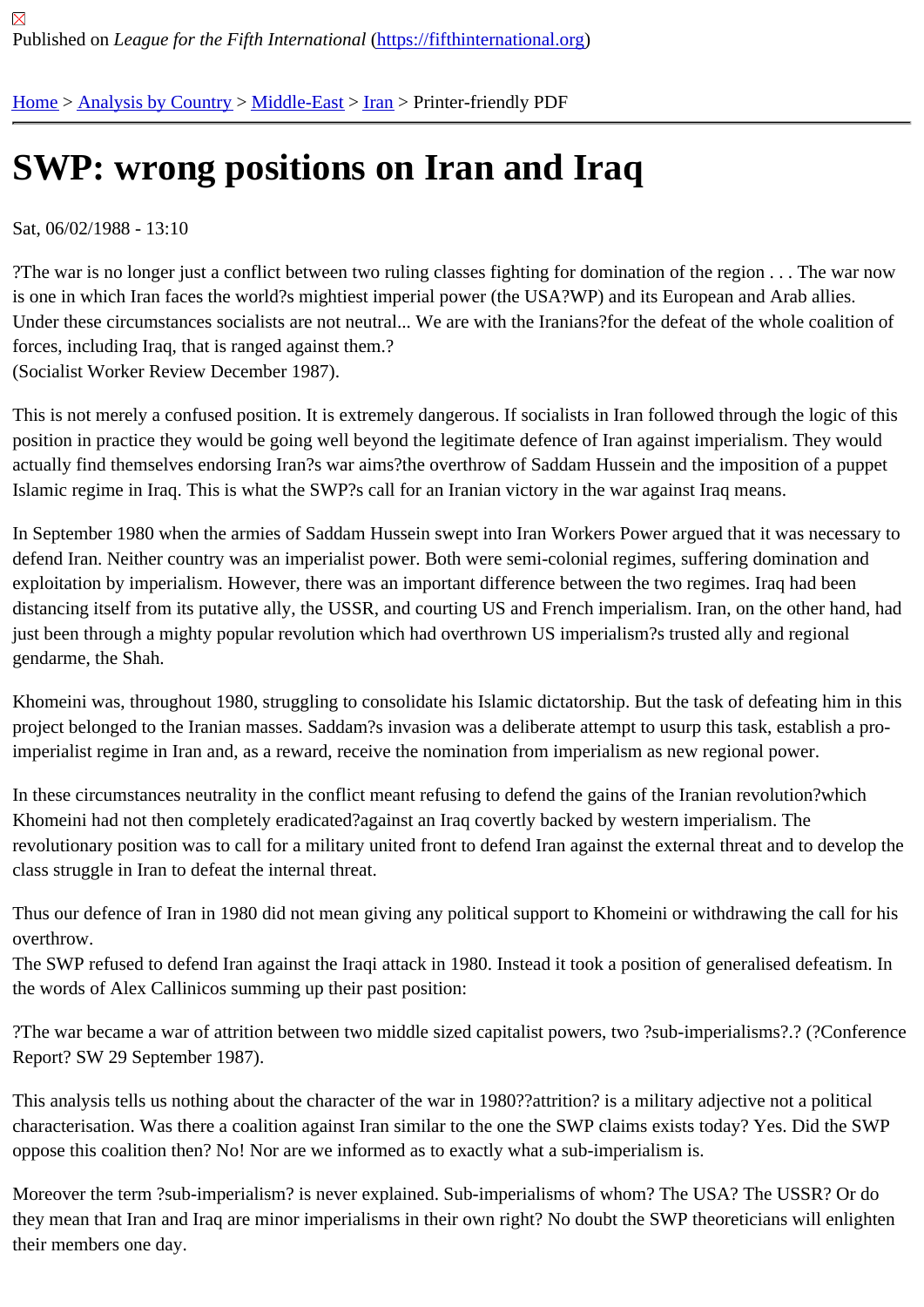Published on *League for the Fifth International* (https://fifthinternational.org)

Home > Analysis by Country > Middle-East > Iran > Printer-friendly PDF

# SWP: wrong positions on Iran and Iraq

Sat, 06/02/1988 - 13:10

?The war is no longer just a conflict between two ruling classes fighting for domination of the region . . . The war now is one in which Iran faces the world?s mightiest imperial power (the USA?WP) and its European and Arab allies. Under these circumstances socialists are not neutral... We are with the Iranians?for the defeat of the whole coalition of forces, including Iraq, that is ranged against them.?
(Socialist Worker Review December 1987).

This is not merely a confused position. It is extremely dangerous. If socialists in Iran followed through the logic of this position in practice they would be going well beyond the legitimate defence of Iran against imperialism. They would actually find themselves endorsing Iran?s war aims?the overthrow of Saddam Hussein and the imposition of a puppet Islamic regime in Iraq. This is what the SWP?s call for an Iranian victory in the war against Iraq means.

In September 1980 when the armies of Saddam Hussein swept into Iran Workers Power argued that it was necessary to defend Iran. Neither country was an imperialist power. Both were semi-colonial regimes, suffering domination and exploitation by imperialism. However, there was an important difference between the two regimes. Iraq had been distancing itself from its putative ally, the USSR, and courting US and French imperialism. Iran, on the other hand, had just been through a mighty popular revolution which had overthrown US imperialism?s trusted ally and regional gendarme, the Shah.

Khomeini was, throughout 1980, struggling to consolidate his Islamic dictatorship. But the task of defeating him in this project belonged to the Iranian masses. Saddam?s invasion was a deliberate attempt to usurp this task, establish a pro-imperialist regime in Iran and, as a reward, receive the nomination from imperialism as new regional power.

In these circumstances neutrality in the conflict meant refusing to defend the gains of the Iranian revolution?which Khomeini had not then completely eradicated?against an Iraq covertly backed by western imperialism. The revolutionary position was to call for a military united front to defend Iran against the external threat and to develop the class struggle in Iran to defeat the internal threat.

Thus our defence of Iran in 1980 did not mean giving any political support to Khomeini or withdrawing the call for his overthrow.
The SWP refused to defend Iran against the Iraqi attack in 1980. Instead it took a position of generalised defeatism. In the words of Alex Callinicos summing up their past position:

?The war became a war of attrition between two middle sized capitalist powers, two ?sub-imperialisms?.? (?Conference Report? SW 29 September 1987).

This analysis tells us nothing about the character of the war in 1980??attrition? is a military adjective not a political characterisation. Was there a coalition against Iran similar to the one the SWP claims exists today? Yes. Did the SWP oppose this coalition then? No! Nor are we informed as to exactly what a sub-imperialism is.

Moreover the term ?sub-imperialism? is never explained. Sub-imperialisms of whom? The USA? The USSR? Or do they mean that Iran and Iraq are minor imperialisms in their own right? No doubt the SWP theoreticians will enlighten their members one day.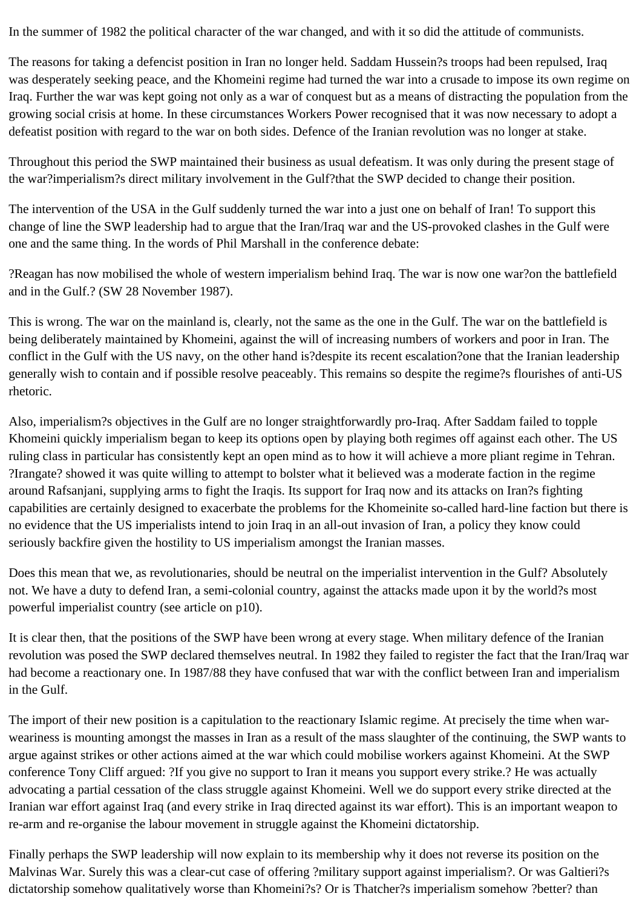In the summer of 1982 the political character of the war changed, and with it so did the attitude of communists.

The reasons for taking a defencist position in Iran no longer held. Saddam Hussein?s troops had been repulsed, Iraq was desperately seeking peace, and the Khomeini regime had turned the war into a crusade to impose its own regime on Iraq. Further the war was kept going not only as a war of conquest but as a means of distracting the population from the growing social crisis at home. In these circumstances Workers Power recognised that it was now necessary to adopt a defeatist position with regard to the war on both sides. Defence of the Iranian revolution was no longer at stake.

Throughout this period the SWP maintained their business as usual defeatism. It was only during the present stage of the war?imperialism?s direct military involvement in the Gulf?that the SWP decided to change their position.

The intervention of the USA in the Gulf suddenly turned the war into a just one on behalf of Iran! To support this change of line the SWP leadership had to argue that the Iran/Iraq war and the US-provoked clashes in the Gulf were one and the same thing. In the words of Phil Marshall in the conference debate:

?Reagan has now mobilised the whole of western imperialism behind Iraq. The war is now one war?on the battlefield and in the Gulf.? (SW 28 November 1987).

This is wrong. The war on the mainland is, clearly, not the same as the one in the Gulf. The war on the battlefield is being deliberately maintained by Khomeini, against the will of increasing numbers of workers and poor in Iran. The conflict in the Gulf with the US navy, on the other hand is?despite its recent escalation?one that the Iranian leadership generally wish to contain and if possible resolve peaceably. This remains so despite the regime?s flourishes of anti-US rhetoric.

Also, imperialism?s objectives in the Gulf are no longer straightforwardly pro-Iraq. After Saddam failed to topple Khomeini quickly imperialism began to keep its options open by playing both regimes off against each other. The US ruling class in particular has consistently kept an open mind as to how it will achieve a more pliant regime in Tehran. ?Irangate? showed it was quite willing to attempt to bolster what it believed was a moderate faction in the regime around Rafsanjani, supplying arms to fight the Iraqis. Its support for Iraq now and its attacks on Iran?s fighting capabilities are certainly designed to exacerbate the problems for the Khomeinite so-called hard-line faction but there is no evidence that the US imperialists intend to join Iraq in an all-out invasion of Iran, a policy they know could seriously backfire given the hostility to US imperialism amongst the Iranian masses.

Does this mean that we, as revolutionaries, should be neutral on the imperialist intervention in the Gulf? Absolutely not. We have a duty to defend Iran, a semi-colonial country, against the attacks made upon it by the world?s most powerful imperialist country (see article on p10).

It is clear then, that the positions of the SWP have been wrong at every stage. When military defence of the Iranian revolution was posed the SWP declared themselves neutral. In 1982 they failed to register the fact that the Iran/Iraq war had become a reactionary one. In 1987/88 they have confused that war with the conflict between Iran and imperialism in the Gulf.

The import of their new position is a capitulation to the reactionary Islamic regime. At precisely the time when war-weariness is mounting amongst the masses in Iran as a result of the mass slaughter of the continuing, the SWP wants to argue against strikes or other actions aimed at the war which could mobilise workers against Khomeini. At the SWP conference Tony Cliff argued: ?If you give no support to Iran it means you support every strike.? He was actually advocating a partial cessation of the class struggle against Khomeini. Well we do support every strike directed at the Iranian war effort against Iraq (and every strike in Iraq directed against its war effort). This is an important weapon to re-arm and re-organise the labour movement in struggle against the Khomeini dictatorship.

Finally perhaps the SWP leadership will now explain to its membership why it does not reverse its position on the Malvinas War. Surely this was a clear-cut case of offering ?military support against imperialism?. Or was Galtieri?s dictatorship somehow qualitatively worse than Khomeini?s? Or is Thatcher?s imperialism somehow ?better? than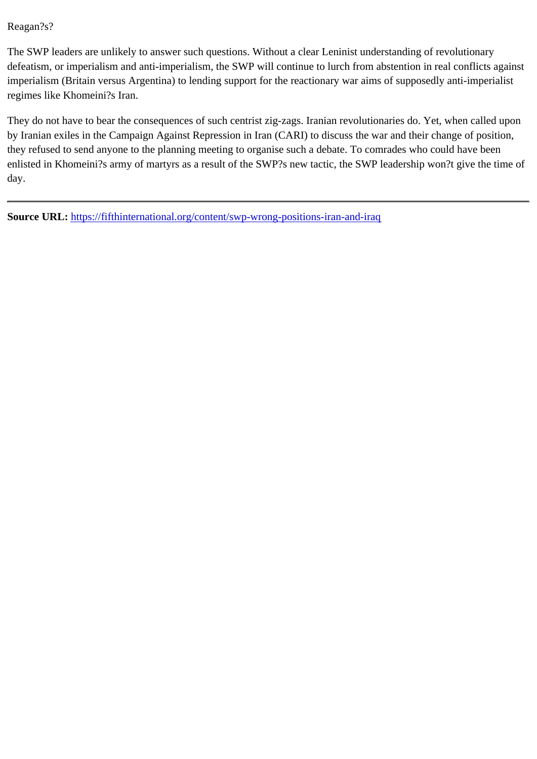Reagan?s?

The SWP leaders are unlikely to answer such questions. Without a clear Leninist understanding of revolutionary defeatism, or imperialism and anti-imperialism, the SWP will continue to lurch from abstention in real conflicts against imperialism (Britain versus Argentina) to lending support for the reactionary war aims of supposedly anti-imperialist regimes like Khomeini?s Iran.

They do not have to bear the consequences of such centrist zig-zags. Iranian revolutionaries do. Yet, when called upon by Iranian exiles in the Campaign Against Repression in Iran (CARI) to discuss the war and their change of position, they refused to send anyone to the planning meeting to organise such a debate. To comrades who could have been enlisted in Khomeini?s army of martyrs as a result of the SWP?s new tactic, the SWP leadership won?t give the time of day.

---

**Source URL:** https://fifthinternational.org/content/swp-wrong-positions-iran-and-iraq